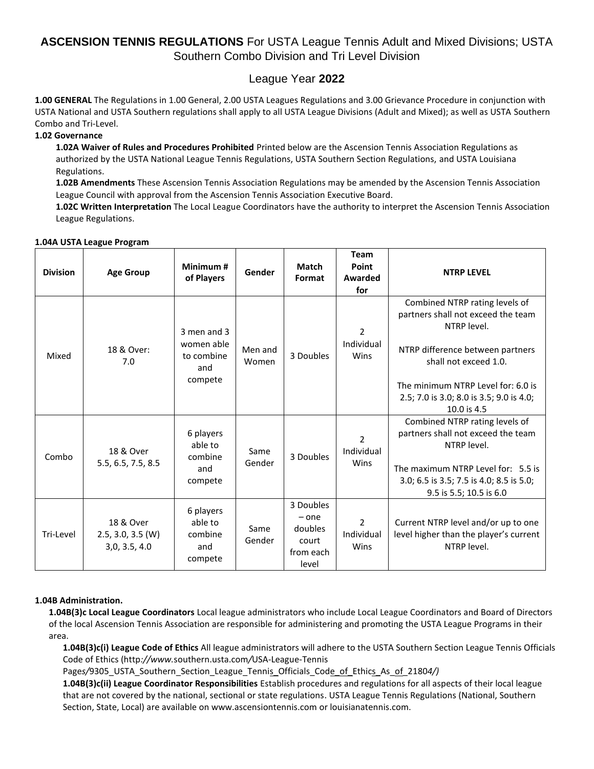# **ASCENSION TENNIS REGULATIONS** For USTA League Tennis Adult and Mixed Divisions; USTA Southern Combo Division and Tri Level Division

## League Year **2022**

**1.00 GENERAL** The Regulations in 1.00 General, 2.00 USTA Leagues Regulations and 3.00 Grievance Procedure in conjunction with USTA National and USTA Southern regulations shall apply to all USTA League Divisions (Adult and Mixed); as well as USTA Southern Combo and Tri-Level.

**1.02 Governance**

**1.02A Waiver of Rules and Procedures Prohibited** Printed below are the Ascension Tennis Association Regulations as authorized by the USTA National League Tennis Regulations, USTA Southern Section Regulations, and USTA Louisiana Regulations.

**1.02B Amendments** These Ascension Tennis Association Regulations may be amended by the Ascension Tennis Association League Council with approval from the Ascension Tennis Association Executive Board.

**1.02C Written Interpretation** The Local League Coordinators have the authority to interpret the Ascension Tennis Association League Regulations.

**1.04A USTA League Program**

| Division | Age Group | Minimum # of Players | Gender | Match Format | Team Point Awarded for | NTRP LEVEL |
|---|---|---|---|---|---|---|
| Mixed | 18 & Over: 7.0 | 3 men and 3 women able to combine and compete | Men and Women | 3 Doubles | 2 Individual Wins | Combined NTRP rating levels of partners shall not exceed the team NTRP level. NTRP difference between partners shall not exceed 1.0. The minimum NTRP Level for: 6.0 is 2.5; 7.0 is 3.0; 8.0 is 3.5; 9.0 is 4.0; 10.0 is 4.5 |
| Combo | 18 & Over 5.5, 6.5, 7.5, 8.5 | 6 players able to combine and compete | Same Gender | 3 Doubles | 2 Individual Wins | Combined NTRP rating levels of partners shall not exceed the team NTRP level. The maximum NTRP Level for: 5.5 is 3.0; 6.5 is 3.5; 7.5 is 4.0; 8.5 is 5.0; 9.5 is 5.5; 10.5 is 6.0 |
| Tri-Level | 18 & Over 2.5, 3.0, 3.5 (W) 3,0, 3.5, 4.0 | 6 players able to combine and compete | Same Gender | 3 Doubles – one doubles court from each level | 2 Individual Wins | Current NTRP level and/or up to one level higher than the player's current NTRP level. |

**1.04B Administration.**

**1.04B(3)c Local League Coordinators** Local league administrators who include Local League Coordinators and Board of Directors of the local Ascension Tennis Association are responsible for administering and promoting the USTA League Programs in their area.

**1.04B(3)c(i) League Code of Ethics** All league administrators will adhere to the USTA Southern Section League Tennis Officials Code of Ethics (http://www.southern.usta.com/USA-League-Tennis Pages/9305_USTA_Southern_Section_League_Tennis_Officials_Code_of_Ethics_As_of_21804/)

**1.04B(3)c(ii) League Coordinator Responsibilities** Establish procedures and regulations for all aspects of their local league that are not covered by the national, sectional or state regulations. USTA League Tennis Regulations (National, Southern Section, State, Local) are available on www.ascensiontennis.com or louisianatennis.com.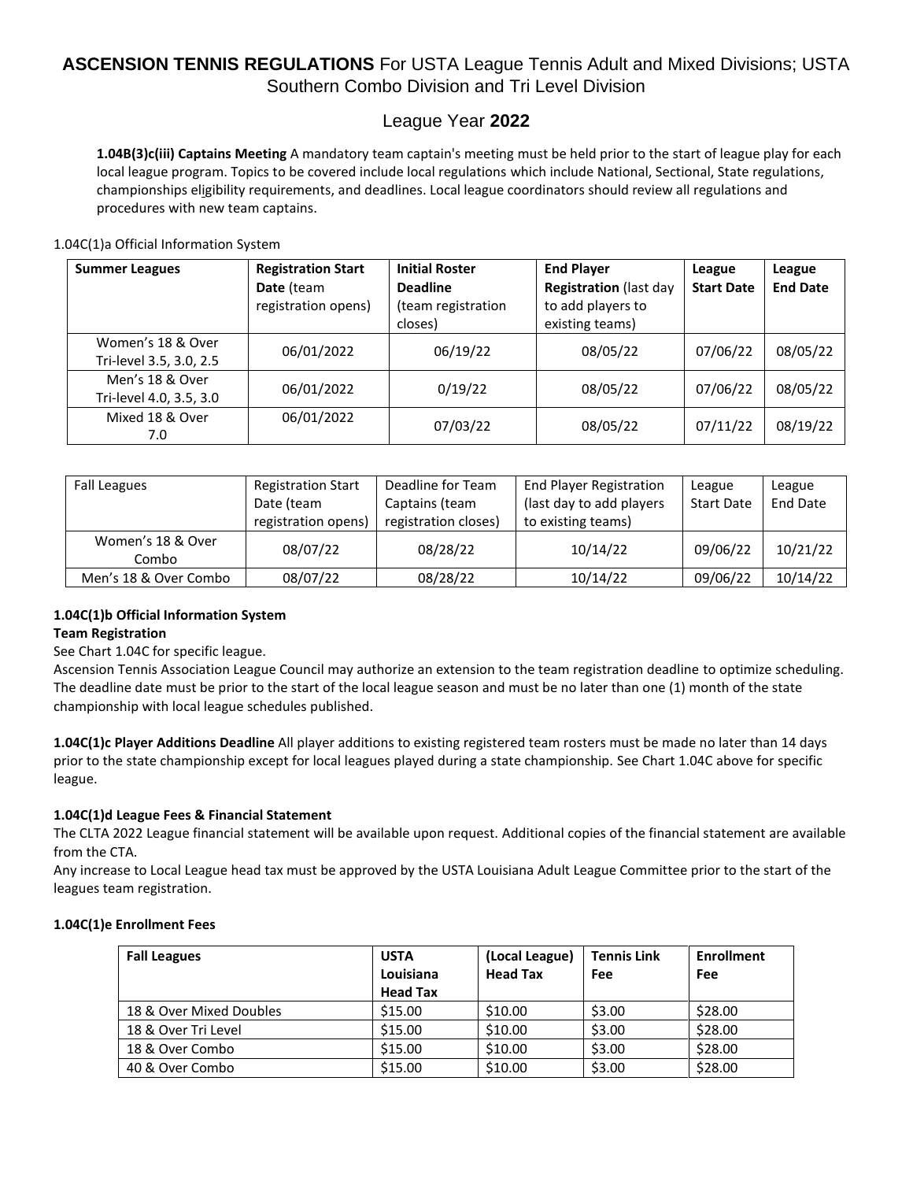# ASCENSION TENNIS REGULATIONS For USTA League Tennis Adult and Mixed Divisions; USTA Southern Combo Division and Tri Level Division

## League Year 2022

**1.04B(3)c(iii) Captains Meeting** A mandatory team captain's meeting must be held prior to the start of league play for each local league program. Topics to be covered include local regulations which include National, Sectional, State regulations, championships eligibility requirements, and deadlines. Local league coordinators should review all regulations and procedures with new team captains.

1.04C(1)a Official Information System

| **Summer Leagues** | **Registration Start Date** (team registration opens) | **Initial Roster Deadline** (team registration closes) | **End Player Registration** (last day to add players to existing teams) | **League Start Date** | **League End Date** |
|---|---|---|---|---|---|
| Women's 18 & Over Tri-level 3.5, 3.0, 2.5 | 06/01/2022 | 06/19/22 | 08/05/22 | 07/06/22 | 08/05/22 |
| Men's 18 & Over Tri-level 4.0, 3.5, 3.0 | 06/01/2022 | 0/19/22 | 08/05/22 | 07/06/22 | 08/05/22 |
| Mixed 18 & Over 7.0 | 06/01/2022 | 07/03/22 | 08/05/22 | 07/11/22 | 08/19/22 |

| Fall Leagues | Registration Start Date (team registration opens) | Deadline for Team Captains (team registration closes) | End Player Registration (last day to add players to existing teams) | League Start Date | League End Date |
|---|---|---|---|---|---|
| Women's 18 & Over Combo | 08/07/22 | 08/28/22 | 10/14/22 | 09/06/22 | 10/21/22 |
| Men's 18 & Over Combo | 08/07/22 | 08/28/22 | 10/14/22 | 09/06/22 | 10/14/22 |

**1.04C(1)b Official Information System**
**Team Registration**
See Chart 1.04C for specific league.
Ascension Tennis Association League Council may authorize an extension to the team registration deadline to optimize scheduling. The deadline date must be prior to the start of the local league season and must be no later than one (1) month of the state championship with local league schedules published.

**1.04C(1)c Player Additions Deadline** All player additions to existing registered team rosters must be made no later than 14 days prior to the state championship except for local leagues played during a state championship. See Chart 1.04C above for specific league.

**1.04C(1)d League Fees & Financial Statement**
The CLTA 2022 League financial statement will be available upon request. Additional copies of the financial statement are available from the CTA.
Any increase to Local League head tax must be approved by the USTA Louisiana Adult League Committee prior to the start of the leagues team registration.

**1.04C(1)e Enrollment Fees**

| **Fall Leagues** | **USTA Louisiana Head Tax** | **(Local League) Head Tax** | **Tennis Link Fee** | **Enrollment Fee** |
|---|---|---|---|---|
| 18 & Over Mixed Doubles | $15.00 | $10.00 | $3.00 | $28.00 |
| 18 & Over Tri Level | $15.00 | $10.00 | $3.00 | $28.00 |
| 18 & Over Combo | $15.00 | $10.00 | $3.00 | $28.00 |
| 40 & Over Combo | $15.00 | $10.00 | $3.00 | $28.00 |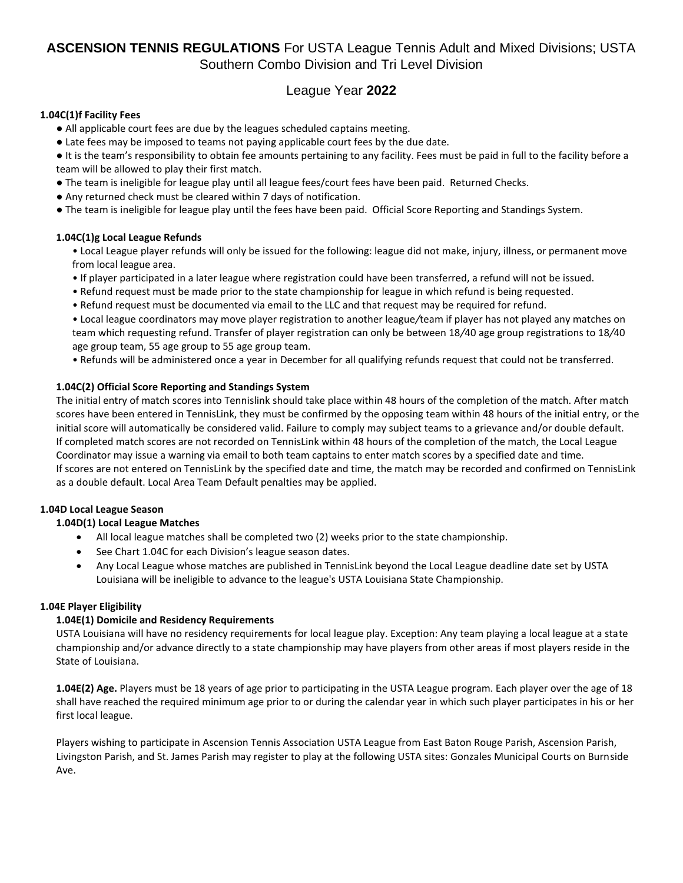# **ASCENSION TENNIS REGULATIONS** For USTA League Tennis Adult and Mixed Divisions; USTA Southern Combo Division and Tri Level Division

## League Year **2022**

**1.04C(1)f Facility Fees**

- All applicable court fees are due by the leagues scheduled captains meeting.
- Late fees may be imposed to teams not paying applicable court fees by the due date.
- It is the team's responsibility to obtain fee amounts pertaining to any facility. Fees must be paid in full to the facility before a team will be allowed to play their first match.
- The team is ineligible for league play until all league fees/court fees have been paid. Returned Checks.
- Any returned check must be cleared within 7 days of notification.
- The team is ineligible for league play until the fees have been paid. Official Score Reporting and Standings System.

**1.04C(1)g Local League Refunds**

- Local League player refunds will only be issued for the following: league did not make, injury, illness, or permanent move from local league area.
- If player participated in a later league where registration could have been transferred, a refund will not be issued.
- Refund request must be made prior to the state championship for league in which refund is being requested.
- Refund request must be documented via email to the LLC and that request may be required for refund.
- Local league coordinators may move player registration to another league/team if player has not played any matches on team which requesting refund. Transfer of player registration can only be between 18/40 age group registrations to 18/40 age group team, 55 age group to 55 age group team.
- Refunds will be administered once a year in December for all qualifying refunds request that could not be transferred.

**1.04C(2) Official Score Reporting and Standings System**

The initial entry of match scores into Tennislink should take place within 48 hours of the completion of the match. After match scores have been entered in TennisLink, they must be confirmed by the opposing team within 48 hours of the initial entry, or the initial score will automatically be considered valid. Failure to comply may subject teams to a grievance and/or double default.
If completed match scores are not recorded on TennisLink within 48 hours of the completion of the match, the Local League Coordinator may issue a warning via email to both team captains to enter match scores by a specified date and time.
If scores are not entered on TennisLink by the specified date and time, the match may be recorded and confirmed on TennisLink as a double default. Local Area Team Default penalties may be applied.

**1.04D Local League Season**

**1.04D(1) Local League Matches**

- All local league matches shall be completed two (2) weeks prior to the state championship.
- See Chart 1.04C for each Division's league season dates.
- Any Local League whose matches are published in TennisLink beyond the Local League deadline date set by USTA Louisiana will be ineligible to advance to the league's USTA Louisiana State Championship.

**1.04E Player Eligibility**

**1.04E(1) Domicile and Residency Requirements**

USTA Louisiana will have no residency requirements for local league play. Exception: Any team playing a local league at a state championship and/or advance directly to a state championship may have players from other areas if most players reside in the State of Louisiana.

**1.04E(2) Age.** Players must be 18 years of age prior to participating in the USTA League program. Each player over the age of 18 shall have reached the required minimum age prior to or during the calendar year in which such player participates in his or her first local league.

Players wishing to participate in Ascension Tennis Association USTA League from East Baton Rouge Parish, Ascension Parish, Livingston Parish, and St. James Parish may register to play at the following USTA sites: Gonzales Municipal Courts on Burnside Ave.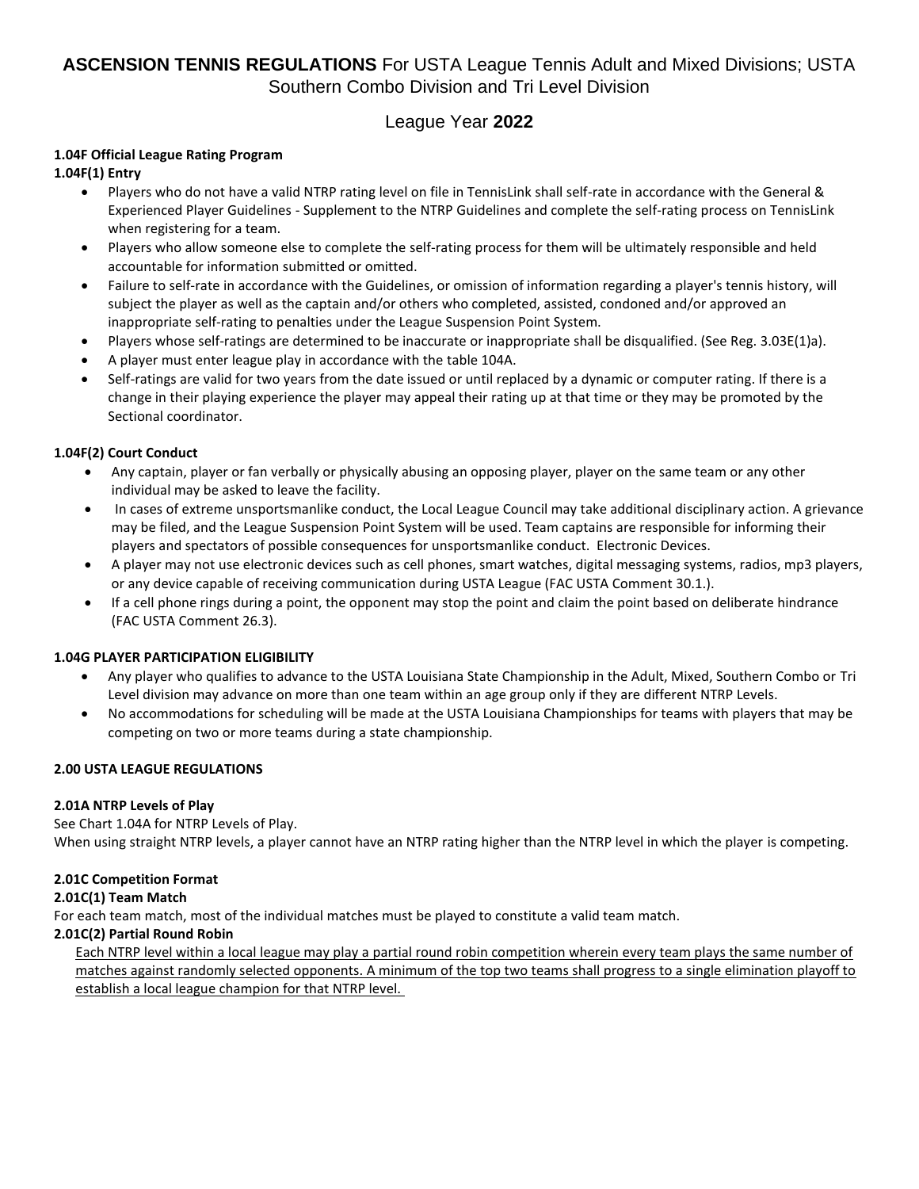# **ASCENSION TENNIS REGULATIONS** For USTA League Tennis Adult and Mixed Divisions; USTA Southern Combo Division and Tri Level Division

## League Year **2022**

**1.04F Official League Rating Program**

**1.04F(1) Entry**

- Players who do not have a valid NTRP rating level on file in TennisLink shall self-rate in accordance with the General & Experienced Player Guidelines - Supplement to the NTRP Guidelines and complete the self-rating process on TennisLink when registering for a team.
- Players who allow someone else to complete the self-rating process for them will be ultimately responsible and held accountable for information submitted or omitted.
- Failure to self-rate in accordance with the Guidelines, or omission of information regarding a player's tennis history, will subject the player as well as the captain and/or others who completed, assisted, condoned and/or approved an inappropriate self-rating to penalties under the League Suspension Point System.
- Players whose self-ratings are determined to be inaccurate or inappropriate shall be disqualified. (See Reg. 3.03E(1)a).
- A player must enter league play in accordance with the table 104A.
- Self-ratings are valid for two years from the date issued or until replaced by a dynamic or computer rating. If there is a change in their playing experience the player may appeal their rating up at that time or they may be promoted by the Sectional coordinator.

**1.04F(2) Court Conduct**

- Any captain, player or fan verbally or physically abusing an opposing player, player on the same team or any other individual may be asked to leave the facility.
- In cases of extreme unsportsmanlike conduct, the Local League Council may take additional disciplinary action. A grievance may be filed, and the League Suspension Point System will be used. Team captains are responsible for informing their players and spectators of possible consequences for unsportsmanlike conduct. Electronic Devices.
- A player may not use electronic devices such as cell phones, smart watches, digital messaging systems, radios, mp3 players, or any device capable of receiving communication during USTA League (FAC USTA Comment 30.1.).
- If a cell phone rings during a point, the opponent may stop the point and claim the point based on deliberate hindrance (FAC USTA Comment 26.3).

**1.04G PLAYER PARTICIPATION ELIGIBILITY**

- Any player who qualifies to advance to the USTA Louisiana State Championship in the Adult, Mixed, Southern Combo or Tri Level division may advance on more than one team within an age group only if they are different NTRP Levels.
- No accommodations for scheduling will be made at the USTA Louisiana Championships for teams with players that may be competing on two or more teams during a state championship.

**2.00 USTA LEAGUE REGULATIONS**

**2.01A NTRP Levels of Play**

See Chart 1.04A for NTRP Levels of Play.
When using straight NTRP levels, a player cannot have an NTRP rating higher than the NTRP level in which the player is competing.

**2.01C Competition Format**

**2.01C(1) Team Match**

For each team match, most of the individual matches must be played to constitute a valid team match.

**2.01C(2) Partial Round Robin**

Each NTRP level within a local league may play a partial round robin competition wherein every team plays the same number of matches against randomly selected opponents. A minimum of the top two teams shall progress to a single elimination playoff to establish a local league champion for that NTRP level.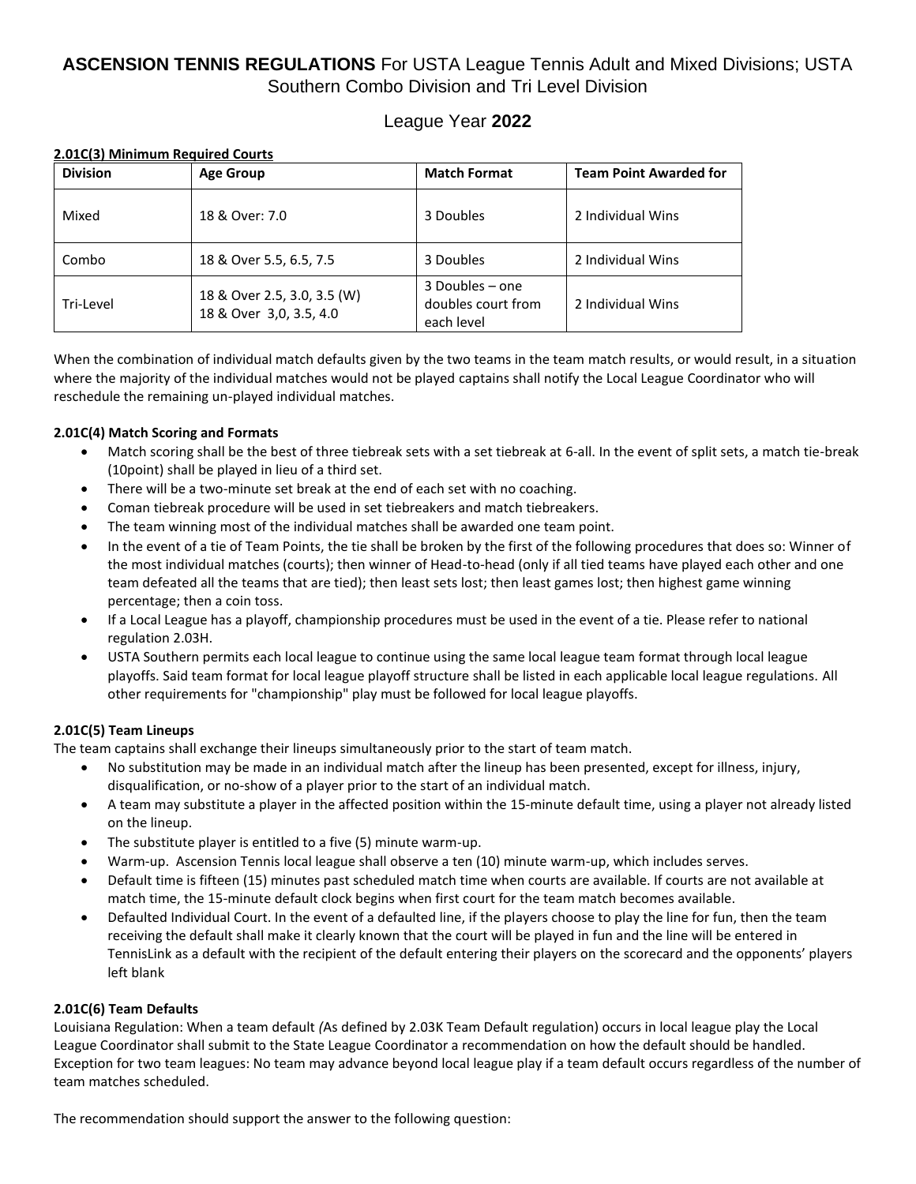**ASCENSION TENNIS REGULATIONS** For USTA League Tennis Adult and Mixed Divisions; USTA Southern Combo Division and Tri Level Division

League Year **2022**

**2.01C(3) Minimum Required Courts**

| Division | Age Group | Match Format | Team Point Awarded for |
|---|---|---|---|
| Mixed | 18 & Over: 7.0 | 3 Doubles | 2 Individual Wins |
| Combo | 18 & Over 5.5, 6.5, 7.5 | 3 Doubles | 2 Individual Wins |
| Tri-Level | 18 & Over 2.5, 3.0, 3.5 (W)<br>18 & Over 3,0, 3.5, 4.0 | 3 Doubles – one doubles court from each level | 2 Individual Wins |

When the combination of individual match defaults given by the two teams in the team match results, or would result, in a situation where the majority of the individual matches would not be played captains shall notify the Local League Coordinator who will reschedule the remaining un-played individual matches.

**2.01C(4) Match Scoring and Formats**

- Match scoring shall be the best of three tiebreak sets with a set tiebreak at 6-all. In the event of split sets, a match tie-break (10point) shall be played in lieu of a third set.
- There will be a two-minute set break at the end of each set with no coaching.
- Coman tiebreak procedure will be used in set tiebreakers and match tiebreakers.
- The team winning most of the individual matches shall be awarded one team point.
- In the event of a tie of Team Points, the tie shall be broken by the first of the following procedures that does so: Winner of the most individual matches (courts); then winner of Head-to-head (only if all tied teams have played each other and one team defeated all the teams that are tied); then least sets lost; then least games lost; then highest game winning percentage; then a coin toss.
- If a Local League has a playoff, championship procedures must be used in the event of a tie. Please refer to national regulation 2.03H.
- USTA Southern permits each local league to continue using the same local league team format through local league playoffs. Said team format for local league playoff structure shall be listed in each applicable local league regulations. All other requirements for "championship" play must be followed for local league playoffs.

**2.01C(5) Team Lineups**

The team captains shall exchange their lineups simultaneously prior to the start of team match.

- No substitution may be made in an individual match after the lineup has been presented, except for illness, injury, disqualification, or no-show of a player prior to the start of an individual match.
- A team may substitute a player in the affected position within the 15-minute default time, using a player not already listed on the lineup.
- The substitute player is entitled to a five (5) minute warm-up.
- Warm-up. Ascension Tennis local league shall observe a ten (10) minute warm-up, which includes serves.
- Default time is fifteen (15) minutes past scheduled match time when courts are available. If courts are not available at match time, the 15-minute default clock begins when first court for the team match becomes available.
- Defaulted Individual Court. In the event of a defaulted line, if the players choose to play the line for fun, then the team receiving the default shall make it clearly known that the court will be played in fun and the line will be entered in TennisLink as a default with the recipient of the default entering their players on the scorecard and the opponents' players left blank

**2.01C(6) Team Defaults**

Louisiana Regulation: When a team default *(*As defined by 2.03K Team Default regulation) occurs in local league play the Local League Coordinator shall submit to the State League Coordinator a recommendation on how the default should be handled. Exception for two team leagues: No team may advance beyond local league play if a team default occurs regardless of the number of team matches scheduled.

The recommendation should support the answer to the following question: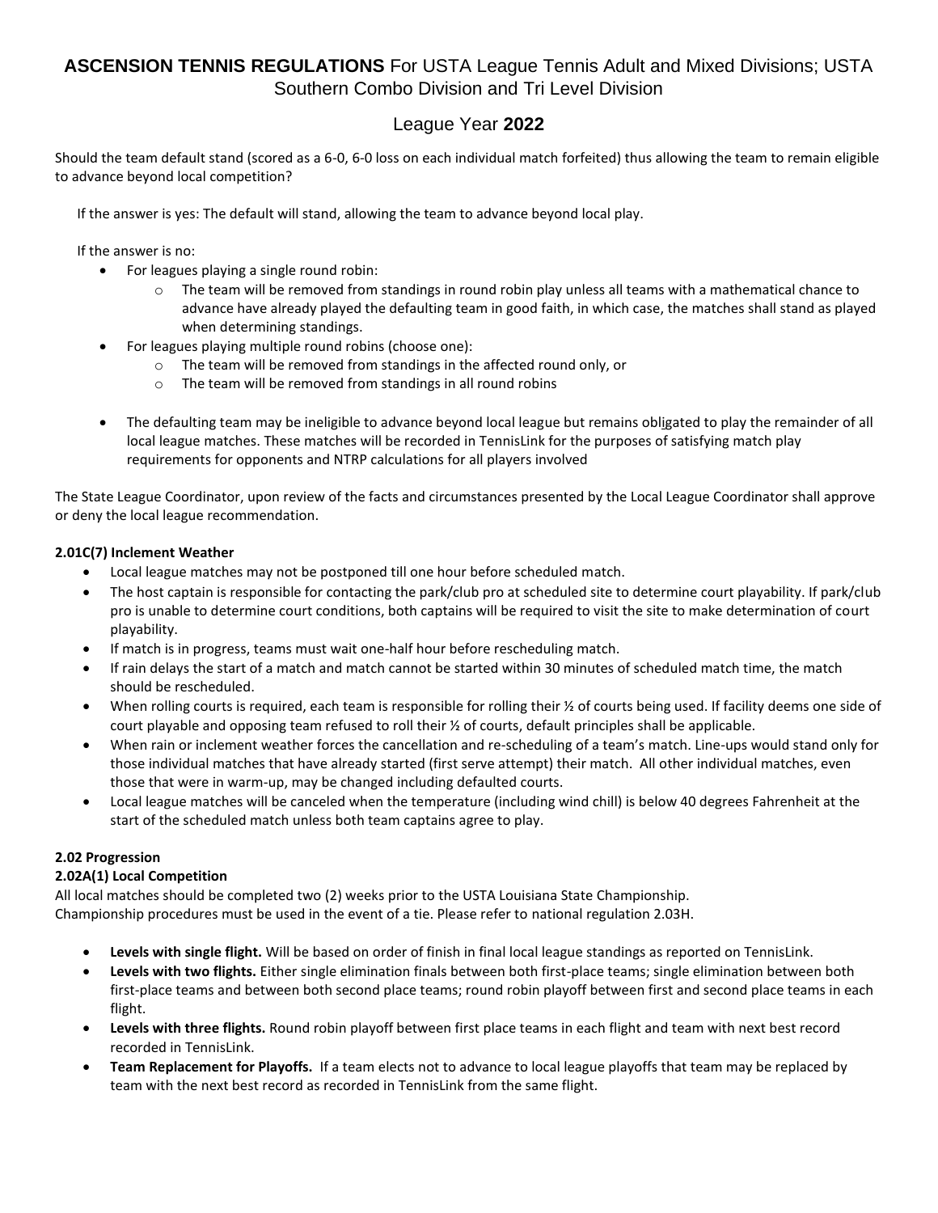Should the team default stand (scored as a 6-0, 6-0 loss on each individual match forfeited) thus allowing the team to remain eligible to advance beyond local competition?

If the answer is yes: The default will stand, allowing the team to advance beyond local play.

If the answer is no:

- For leagues playing a single round robin:
  - The team will be removed from standings in round robin play unless all teams with a mathematical chance to advance have already played the defaulting team in good faith, in which case, the matches shall stand as played when determining standings.
- For leagues playing multiple round robins (choose one):
  - The team will be removed from standings in the affected round only, or
  - The team will be removed from standings in all round robins
- The defaulting team may be ineligible to advance beyond local league but remains obligated to play the remainder of all local league matches. These matches will be recorded in TennisLink for the purposes of satisfying match play requirements for opponents and NTRP calculations for all players involved

The State League Coordinator, upon review of the facts and circumstances presented by the Local League Coordinator shall approve or deny the local league recommendation.

**2.01C(7) Inclement Weather**

- Local league matches may not be postponed till one hour before scheduled match.
- The host captain is responsible for contacting the park/club pro at scheduled site to determine court playability. If park/club pro is unable to determine court conditions, both captains will be required to visit the site to make determination of court playability.
- If match is in progress, teams must wait one-half hour before rescheduling match.
- If rain delays the start of a match and match cannot be started within 30 minutes of scheduled match time, the match should be rescheduled.
- When rolling courts is required, each team is responsible for rolling their ½ of courts being used. If facility deems one side of court playable and opposing team refused to roll their ½ of courts, default principles shall be applicable.
- When rain or inclement weather forces the cancellation and re-scheduling of a team's match. Line-ups would stand only for those individual matches that have already started (first serve attempt) their match. All other individual matches, even those that were in warm-up, may be changed including defaulted courts.
- Local league matches will be canceled when the temperature (including wind chill) is below 40 degrees Fahrenheit at the start of the scheduled match unless both team captains agree to play.

**2.02 Progression**

**2.02A(1) Local Competition**

All local matches should be completed two (2) weeks prior to the USTA Louisiana State Championship.
Championship procedures must be used in the event of a tie. Please refer to national regulation 2.03H.

- **Levels with single flight.** Will be based on order of finish in final local league standings as reported on TennisLink.
- **Levels with two flights.** Either single elimination finals between both first-place teams; single elimination between both first-place teams and between both second place teams; round robin playoff between first and second place teams in each flight.
- **Levels with three flights.** Round robin playoff between first place teams in each flight and team with next best record recorded in TennisLink.
- **Team Replacement for Playoffs.** If a team elects not to advance to local league playoffs that team may be replaced by team with the next best record as recorded in TennisLink from the same flight.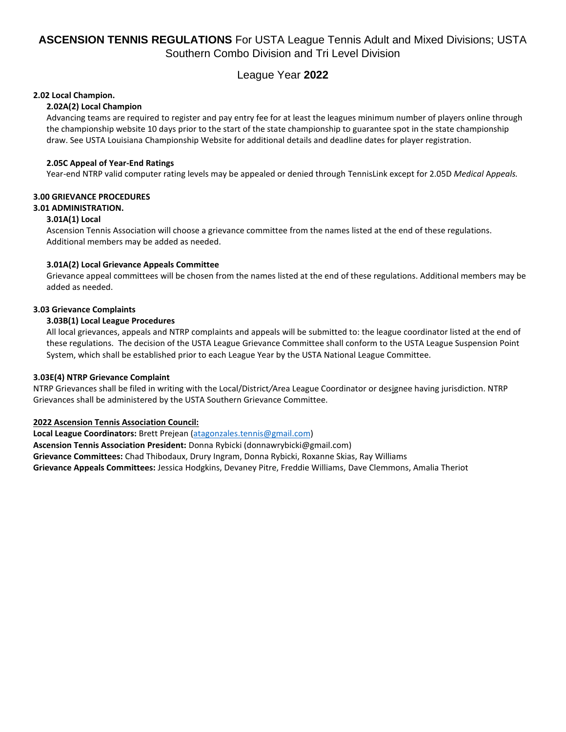# ASCENSION TENNIS REGULATIONS For USTA League Tennis Adult and Mixed Divisions; USTA Southern Combo Division and Tri Level Division

League Year **2022**

**2.02 Local Champion.**

**2.02A(2) Local Champion**

Advancing teams are required to register and pay entry fee for at least the leagues minimum number of players online through the championship website 10 days prior to the start of the state championship to guarantee spot in the state championship draw. See USTA Louisiana Championship Website for additional details and deadline dates for player registration.

**2.05C Appeal of Year-End Ratings**

Year-end NTRP valid computer rating levels may be appealed or denied through TennisLink except for 2.05D *Medical* A*ppeals.*

**3.00 GRIEVANCE PROCEDURES**

**3.01 ADMINISTRATION.**

**3.01A(1) Local**

Ascension Tennis Association will choose a grievance committee from the names listed at the end of these regulations. Additional members may be added as needed.

**3.01A(2) Local Grievance Appeals Committee**

Grievance appeal committees will be chosen from the names listed at the end of these regulations. Additional members may be added as needed.

**3.03 Grievance Complaints**

**3.03B(1) Local League Procedures**

All local grievances, appeals and NTRP complaints and appeals will be submitted to: the league coordinator listed at the end of these regulations. The decision of the USTA League Grievance Committee shall conform to the USTA League Suspension Point System, which shall be established prior to each League Year by the USTA National League Committee.

**3.03E(4) NTRP Grievance Complaint**

NTRP Grievances shall be filed in writing with the Local/District/Area League Coordinator or designee having jurisdiction. NTRP Grievances shall be administered by the USTA Southern Grievance Committee.

**2022 Ascension Tennis Association Council:**

**Local League Coordinators:** Brett Prejean (atagonzales.tennis@gmail.com)

**Ascension Tennis Association President:** Donna Rybicki (donnawrybicki@gmail.com)

**Grievance Committees:** Chad Thibodaux, Drury Ingram, Donna Rybicki, Roxanne Skias, Ray Williams

**Grievance Appeals Committees:** Jessica Hodgkins, Devaney Pitre, Freddie Williams, Dave Clemmons, Amalia Theriot